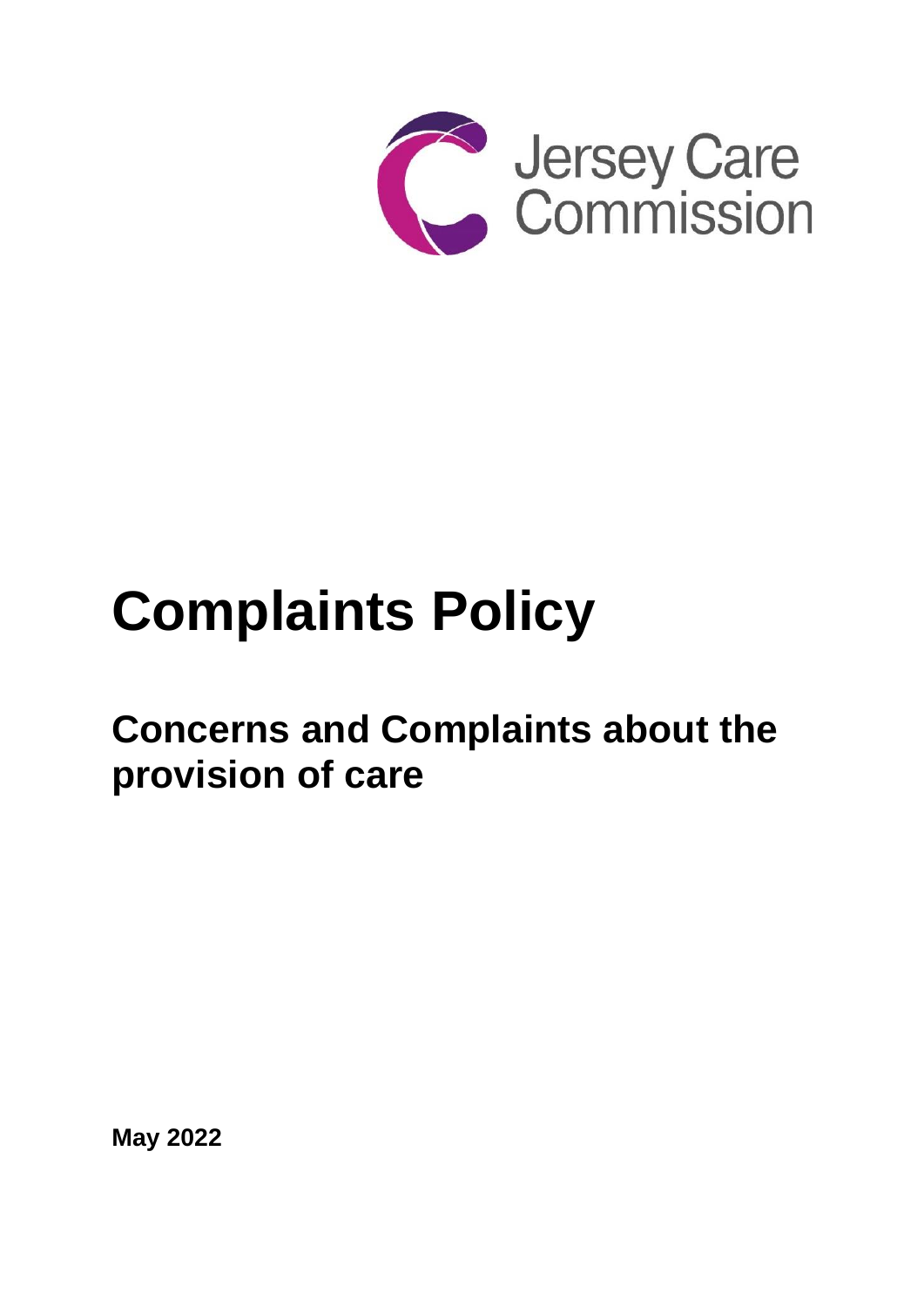Jersey Care Commission

# Complaints Policy

## Concerns and Complaints about the provision of care

**May 2022**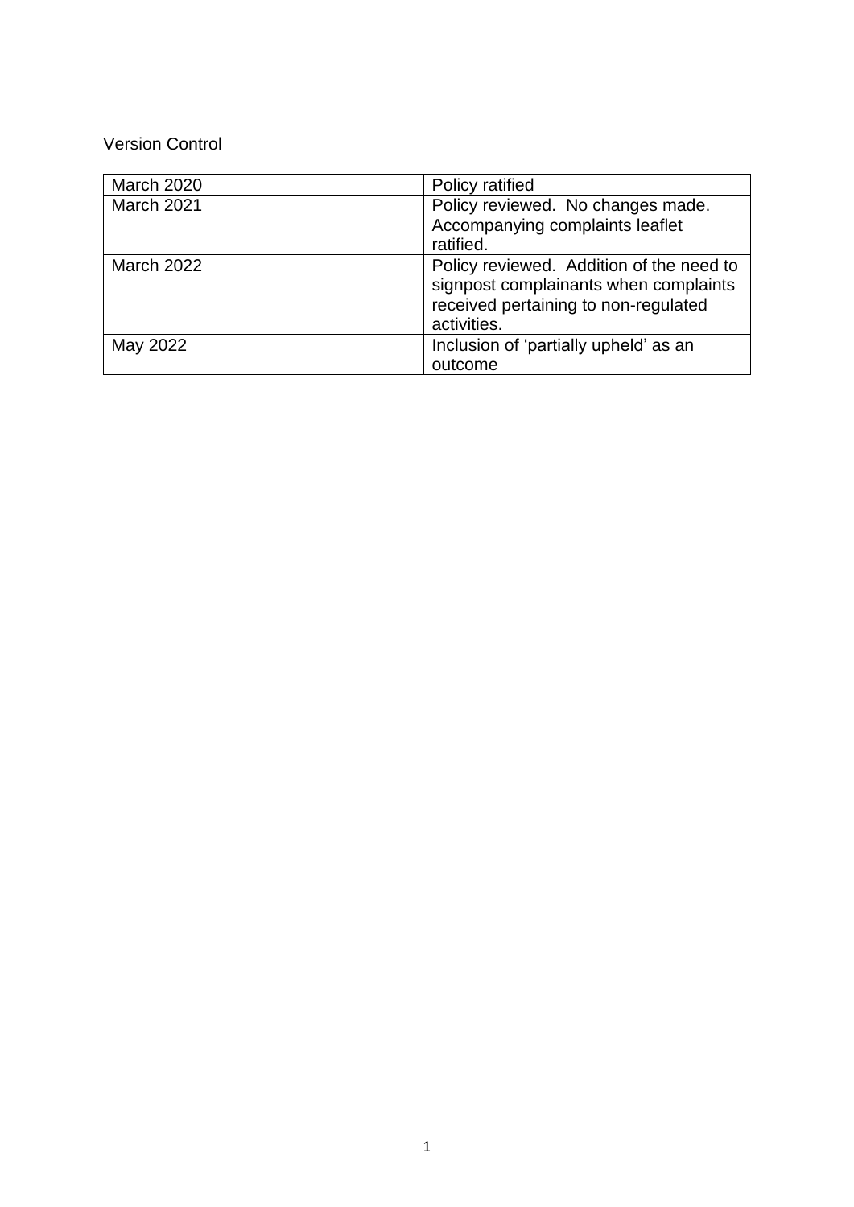Version Control

| March 2020 | Policy ratified |
|---|---|
| March 2021 | Policy reviewed.  No changes made. Accompanying complaints leaflet ratified. |
| March 2022 | Policy reviewed.  Addition of the need to signpost complainants when complaints received pertaining to non-regulated activities. |
| May 2022 | Inclusion of ‘partially upheld’ as an outcome |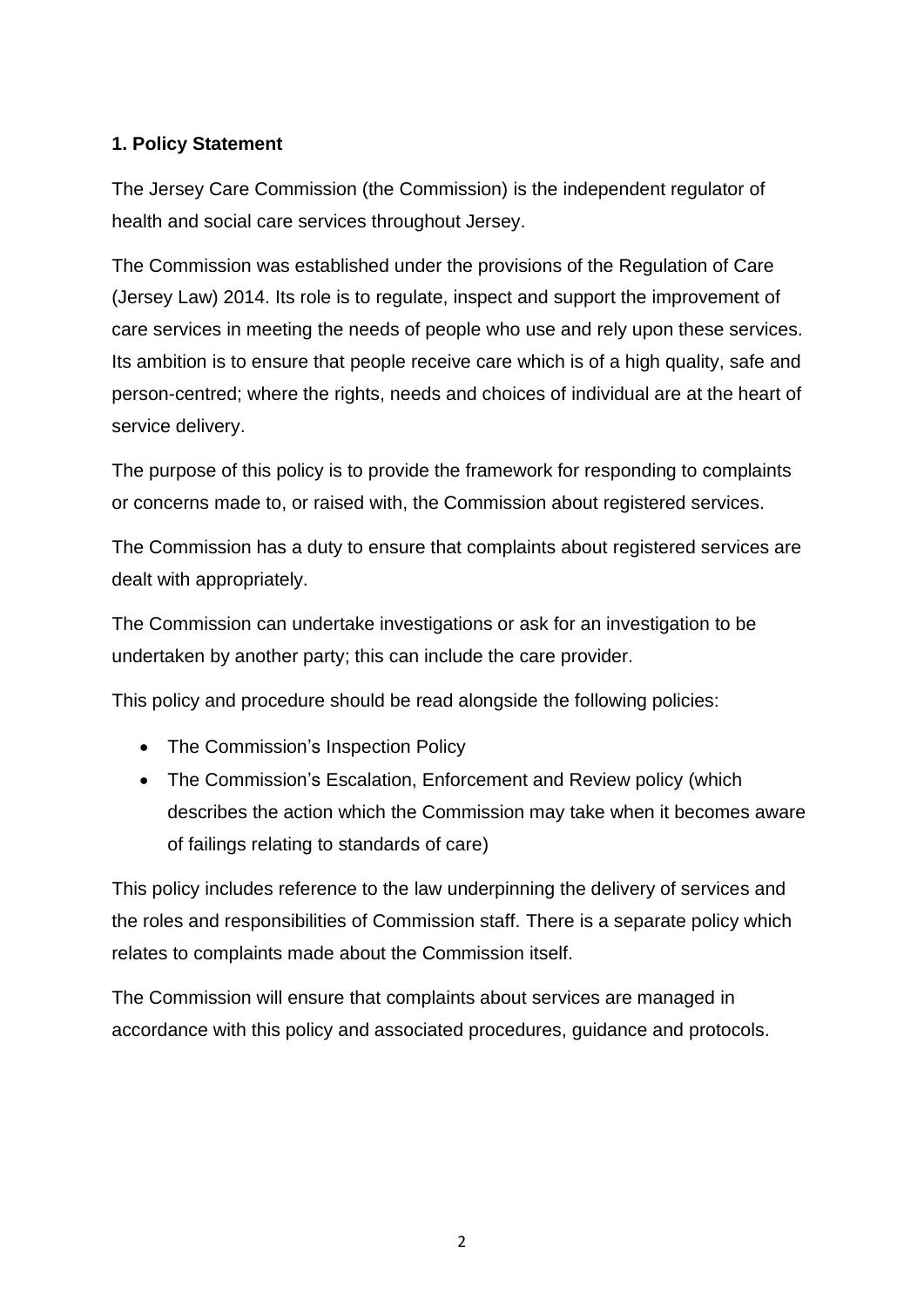## 1. Policy Statement

The Jersey Care Commission (the Commission) is the independent regulator of health and social care services throughout Jersey.

The Commission was established under the provisions of the Regulation of Care (Jersey Law) 2014. Its role is to regulate, inspect and support the improvement of care services in meeting the needs of people who use and rely upon these services. Its ambition is to ensure that people receive care which is of a high quality, safe and person-centred; where the rights, needs and choices of individual are at the heart of service delivery.

The purpose of this policy is to provide the framework for responding to complaints or concerns made to, or raised with, the Commission about registered services.

The Commission has a duty to ensure that complaints about registered services are dealt with appropriately.

The Commission can undertake investigations or ask for an investigation to be undertaken by another party; this can include the care provider.

This policy and procedure should be read alongside the following policies:

- The Commission's Inspection Policy
- The Commission's Escalation, Enforcement and Review policy (which describes the action which the Commission may take when it becomes aware of failings relating to standards of care)

This policy includes reference to the law underpinning the delivery of services and the roles and responsibilities of Commission staff. There is a separate policy which relates to complaints made about the Commission itself.

The Commission will ensure that complaints about services are managed in accordance with this policy and associated procedures, guidance and protocols.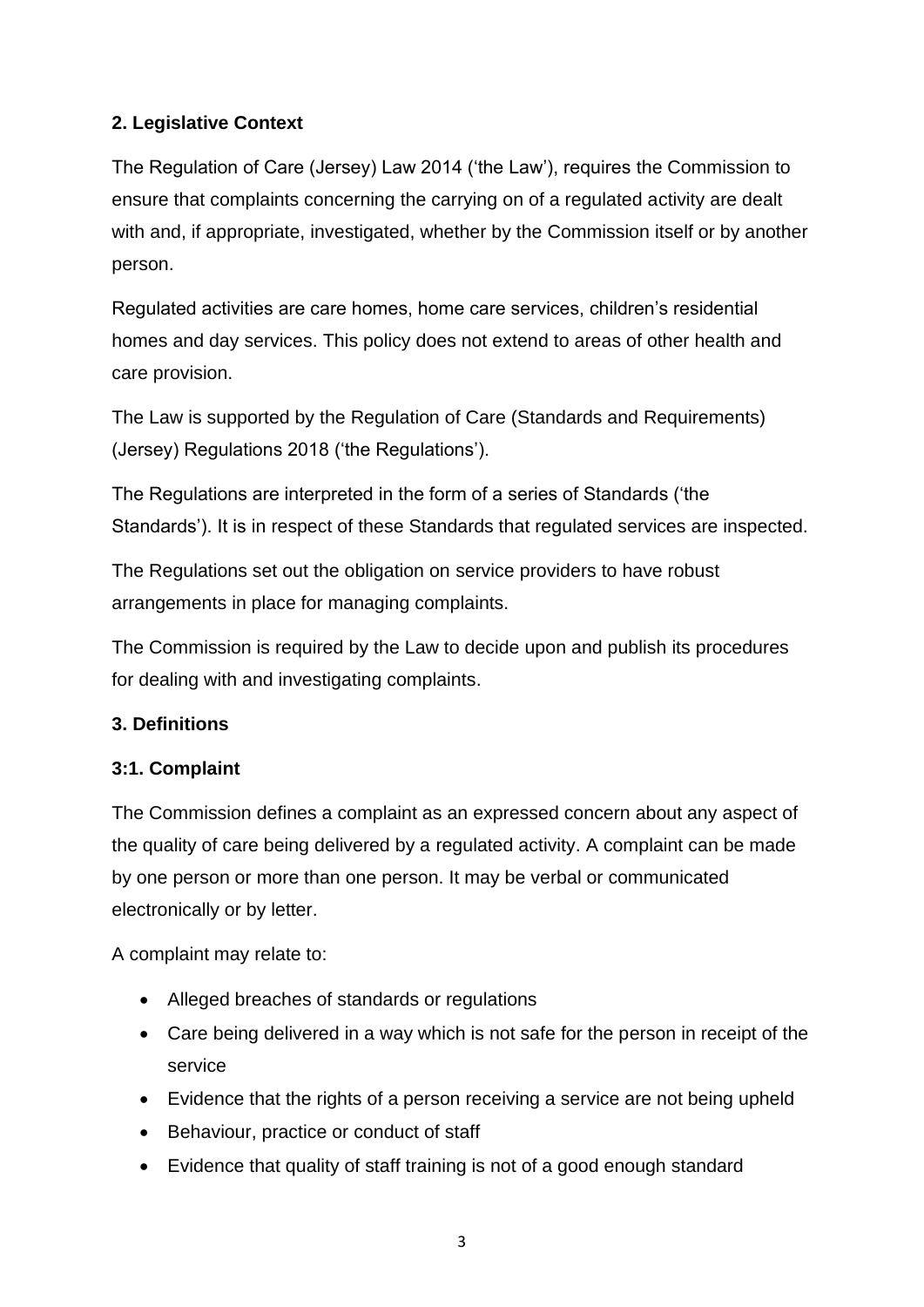## 2. Legislative Context

The Regulation of Care (Jersey) Law 2014 ('the Law'), requires the Commission to ensure that complaints concerning the carrying on of a regulated activity are dealt with and, if appropriate, investigated, whether by the Commission itself or by another person.

Regulated activities are care homes, home care services, children's residential homes and day services. This policy does not extend to areas of other health and care provision.

The Law is supported by the Regulation of Care (Standards and Requirements) (Jersey) Regulations 2018 ('the Regulations').

The Regulations are interpreted in the form of a series of Standards ('the Standards'). It is in respect of these Standards that regulated services are inspected.

The Regulations set out the obligation on service providers to have robust arrangements in place for managing complaints.

The Commission is required by the Law to decide upon and publish its procedures for dealing with and investigating complaints.

## 3. Definitions

### 3:1. Complaint

The Commission defines a complaint as an expressed concern about any aspect of the quality of care being delivered by a regulated activity. A complaint can be made by one person or more than one person. It may be verbal or communicated electronically or by letter.

A complaint may relate to:

- Alleged breaches of standards or regulations
- Care being delivered in a way which is not safe for the person in receipt of the service
- Evidence that the rights of a person receiving a service are not being upheld
- Behaviour, practice or conduct of staff
- Evidence that quality of staff training is not of a good enough standard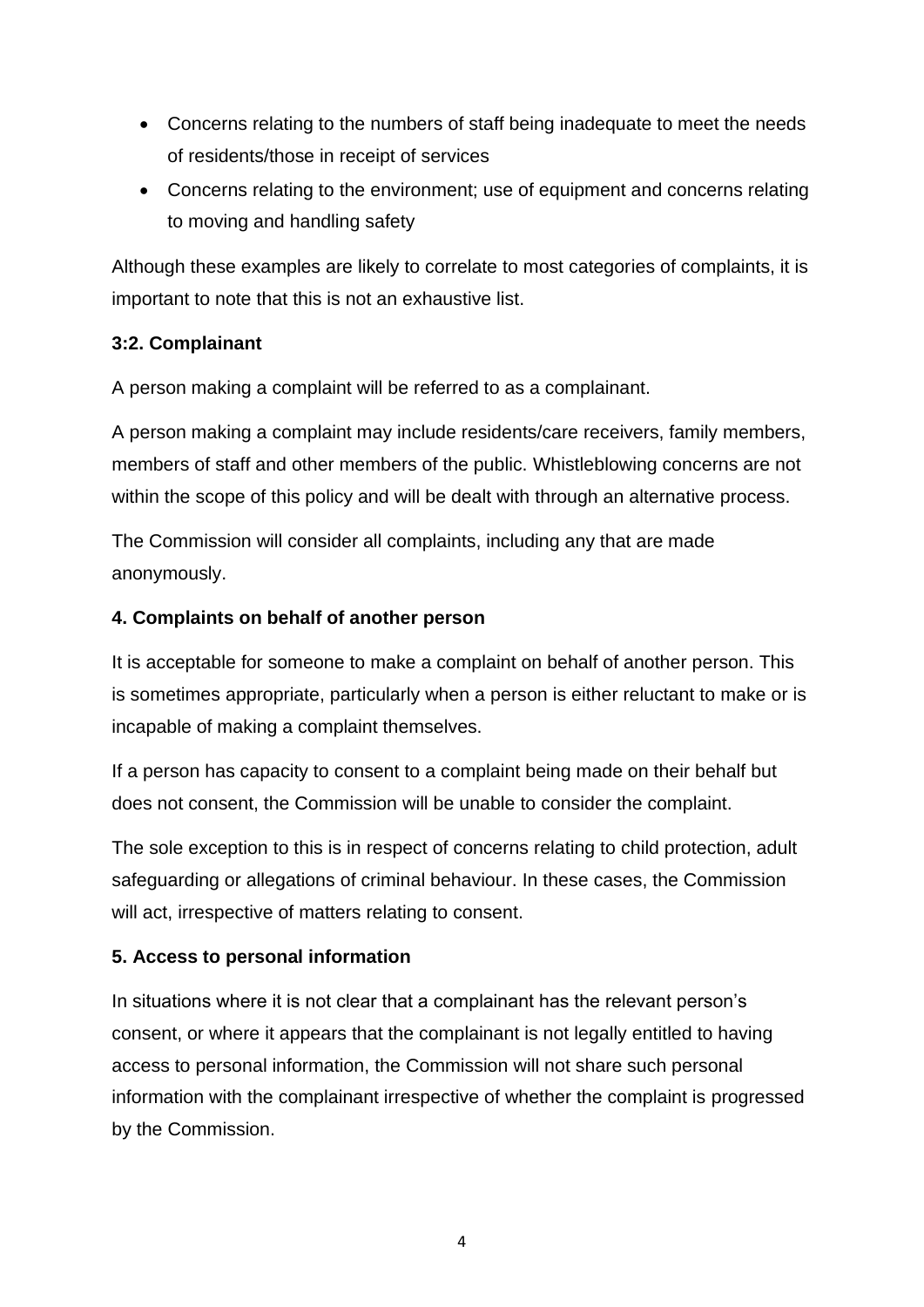- Concerns relating to the numbers of staff being inadequate to meet the needs of residents/those in receipt of services
- Concerns relating to the environment; use of equipment and concerns relating to moving and handling safety

Although these examples are likely to correlate to most categories of complaints, it is important to note that this is not an exhaustive list.

**3:2. Complainant**

A person making a complaint will be referred to as a complainant.

A person making a complaint may include residents/care receivers, family members, members of staff and other members of the public. Whistleblowing concerns are not within the scope of this policy and will be dealt with through an alternative process.

The Commission will consider all complaints, including any that are made anonymously.

**4. Complaints on behalf of another person**

It is acceptable for someone to make a complaint on behalf of another person. This is sometimes appropriate, particularly when a person is either reluctant to make or is incapable of making a complaint themselves.

If a person has capacity to consent to a complaint being made on their behalf but does not consent, the Commission will be unable to consider the complaint.

The sole exception to this is in respect of concerns relating to child protection, adult safeguarding or allegations of criminal behaviour. In these cases, the Commission will act, irrespective of matters relating to consent.

**5. Access to personal information**

In situations where it is not clear that a complainant has the relevant person's consent, or where it appears that the complainant is not legally entitled to having access to personal information, the Commission will not share such personal information with the complainant irrespective of whether the complaint is progressed by the Commission.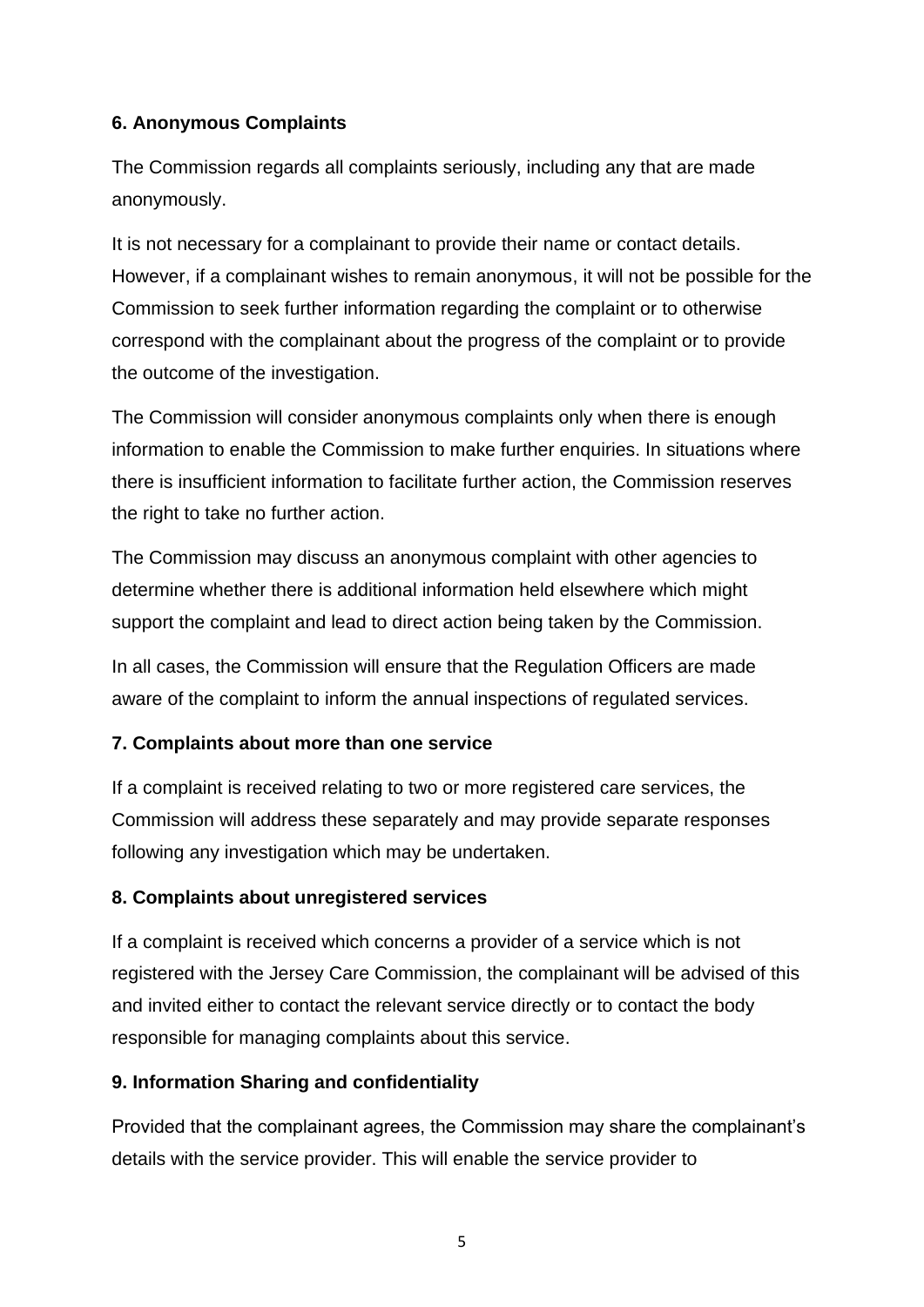## 6. Anonymous Complaints

The Commission regards all complaints seriously, including any that are made anonymously.

It is not necessary for a complainant to provide their name or contact details. However, if a complainant wishes to remain anonymous, it will not be possible for the Commission to seek further information regarding the complaint or to otherwise correspond with the complainant about the progress of the complaint or to provide the outcome of the investigation.

The Commission will consider anonymous complaints only when there is enough information to enable the Commission to make further enquiries. In situations where there is insufficient information to facilitate further action, the Commission reserves the right to take no further action.

The Commission may discuss an anonymous complaint with other agencies to determine whether there is additional information held elsewhere which might support the complaint and lead to direct action being taken by the Commission.

In all cases, the Commission will ensure that the Regulation Officers are made aware of the complaint to inform the annual inspections of regulated services.

## 7. Complaints about more than one service

If a complaint is received relating to two or more registered care services, the Commission will address these separately and may provide separate responses following any investigation which may be undertaken.

## 8. Complaints about unregistered services

If a complaint is received which concerns a provider of a service which is not registered with the Jersey Care Commission, the complainant will be advised of this and invited either to contact the relevant service directly or to contact the body responsible for managing complaints about this service.

## 9. Information Sharing and confidentiality

Provided that the complainant agrees, the Commission may share the complainant's details with the service provider. This will enable the service provider to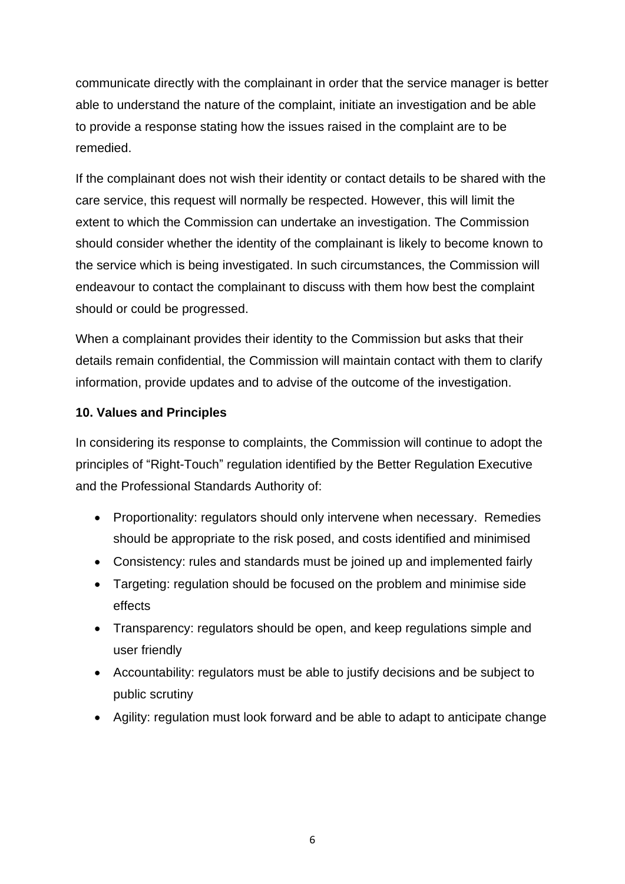communicate directly with the complainant in order that the service manager is better able to understand the nature of the complaint, initiate an investigation and be able to provide a response stating how the issues raised in the complaint are to be remedied.

If the complainant does not wish their identity or contact details to be shared with the care service, this request will normally be respected. However, this will limit the extent to which the Commission can undertake an investigation. The Commission should consider whether the identity of the complainant is likely to become known to the service which is being investigated. In such circumstances, the Commission will endeavour to contact the complainant to discuss with them how best the complaint should or could be progressed.

When a complainant provides their identity to the Commission but asks that their details remain confidential, the Commission will maintain contact with them to clarify information, provide updates and to advise of the outcome of the investigation.

**10. Values and Principles**

In considering its response to complaints, the Commission will continue to adopt the principles of "Right-Touch" regulation identified by the Better Regulation Executive and the Professional Standards Authority of:

- Proportionality: regulators should only intervene when necessary. Remedies should be appropriate to the risk posed, and costs identified and minimised
- Consistency: rules and standards must be joined up and implemented fairly
- Targeting: regulation should be focused on the problem and minimise side effects
- Transparency: regulators should be open, and keep regulations simple and user friendly
- Accountability: regulators must be able to justify decisions and be subject to public scrutiny
- Agility: regulation must look forward and be able to adapt to anticipate change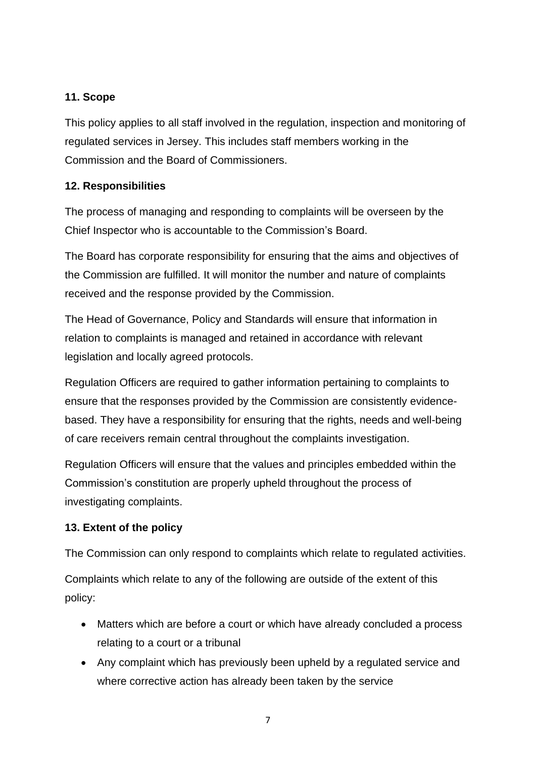**11. Scope**

This policy applies to all staff involved in the regulation, inspection and monitoring of regulated services in Jersey. This includes staff members working in the Commission and the Board of Commissioners.

**12. Responsibilities**

The process of managing and responding to complaints will be overseen by the Chief Inspector who is accountable to the Commission's Board.

The Board has corporate responsibility for ensuring that the aims and objectives of the Commission are fulfilled. It will monitor the number and nature of complaints received and the response provided by the Commission.

The Head of Governance, Policy and Standards will ensure that information in relation to complaints is managed and retained in accordance with relevant legislation and locally agreed protocols.

Regulation Officers are required to gather information pertaining to complaints to ensure that the responses provided by the Commission are consistently evidence-based. They have a responsibility for ensuring that the rights, needs and well-being of care receivers remain central throughout the complaints investigation.

Regulation Officers will ensure that the values and principles embedded within the Commission's constitution are properly upheld throughout the process of investigating complaints.

**13. Extent of the policy**

The Commission can only respond to complaints which relate to regulated activities.

Complaints which relate to any of the following are outside of the extent of this policy:

- Matters which are before a court or which have already concluded a process relating to a court or a tribunal
- Any complaint which has previously been upheld by a regulated service and where corrective action has already been taken by the service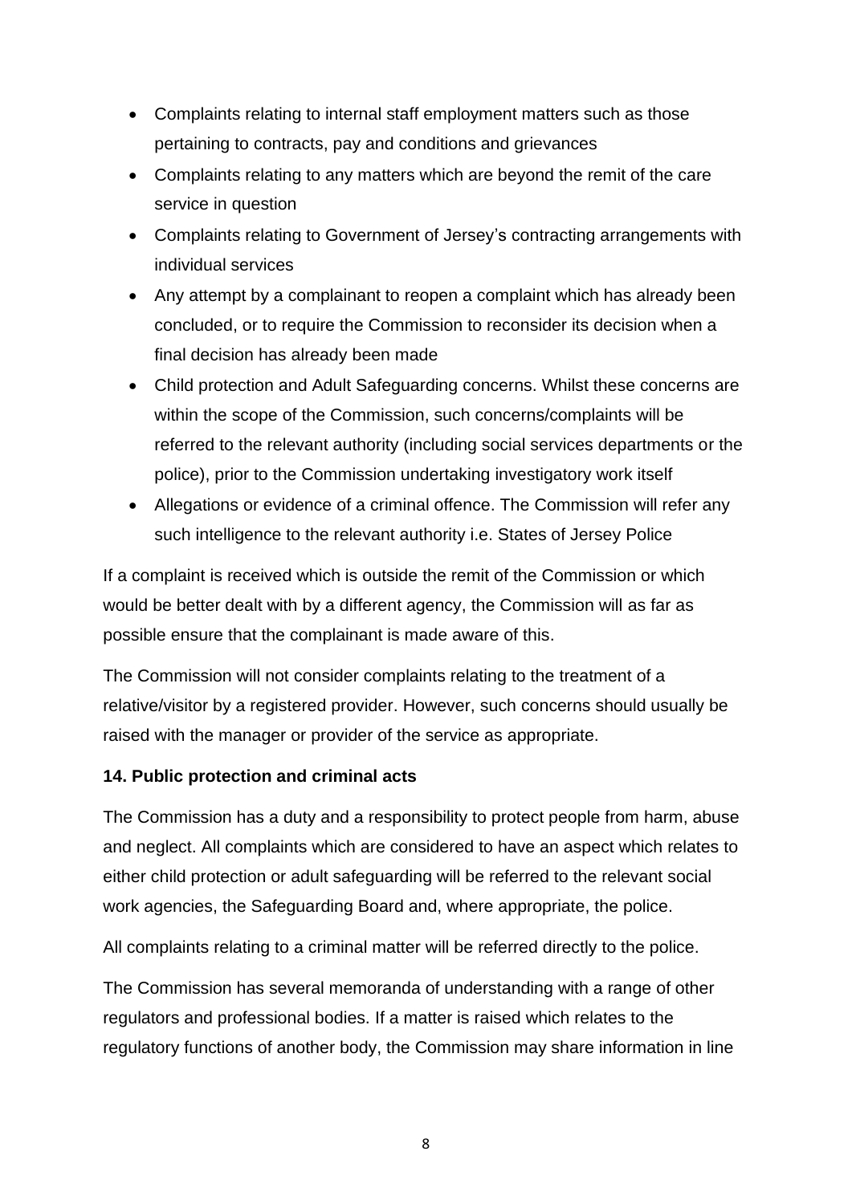- Complaints relating to internal staff employment matters such as those pertaining to contracts, pay and conditions and grievances
- Complaints relating to any matters which are beyond the remit of the care service in question
- Complaints relating to Government of Jersey's contracting arrangements with individual services
- Any attempt by a complainant to reopen a complaint which has already been concluded, or to require the Commission to reconsider its decision when a final decision has already been made
- Child protection and Adult Safeguarding concerns. Whilst these concerns are within the scope of the Commission, such concerns/complaints will be referred to the relevant authority (including social services departments or the police), prior to the Commission undertaking investigatory work itself
- Allegations or evidence of a criminal offence. The Commission will refer any such intelligence to the relevant authority i.e. States of Jersey Police

If a complaint is received which is outside the remit of the Commission or which would be better dealt with by a different agency, the Commission will as far as possible ensure that the complainant is made aware of this.

The Commission will not consider complaints relating to the treatment of a relative/visitor by a registered provider. However, such concerns should usually be raised with the manager or provider of the service as appropriate.

**14. Public protection and criminal acts**

The Commission has a duty and a responsibility to protect people from harm, abuse and neglect. All complaints which are considered to have an aspect which relates to either child protection or adult safeguarding will be referred to the relevant social work agencies, the Safeguarding Board and, where appropriate, the police.

All complaints relating to a criminal matter will be referred directly to the police.

The Commission has several memoranda of understanding with a range of other regulators and professional bodies. If a matter is raised which relates to the regulatory functions of another body, the Commission may share information in line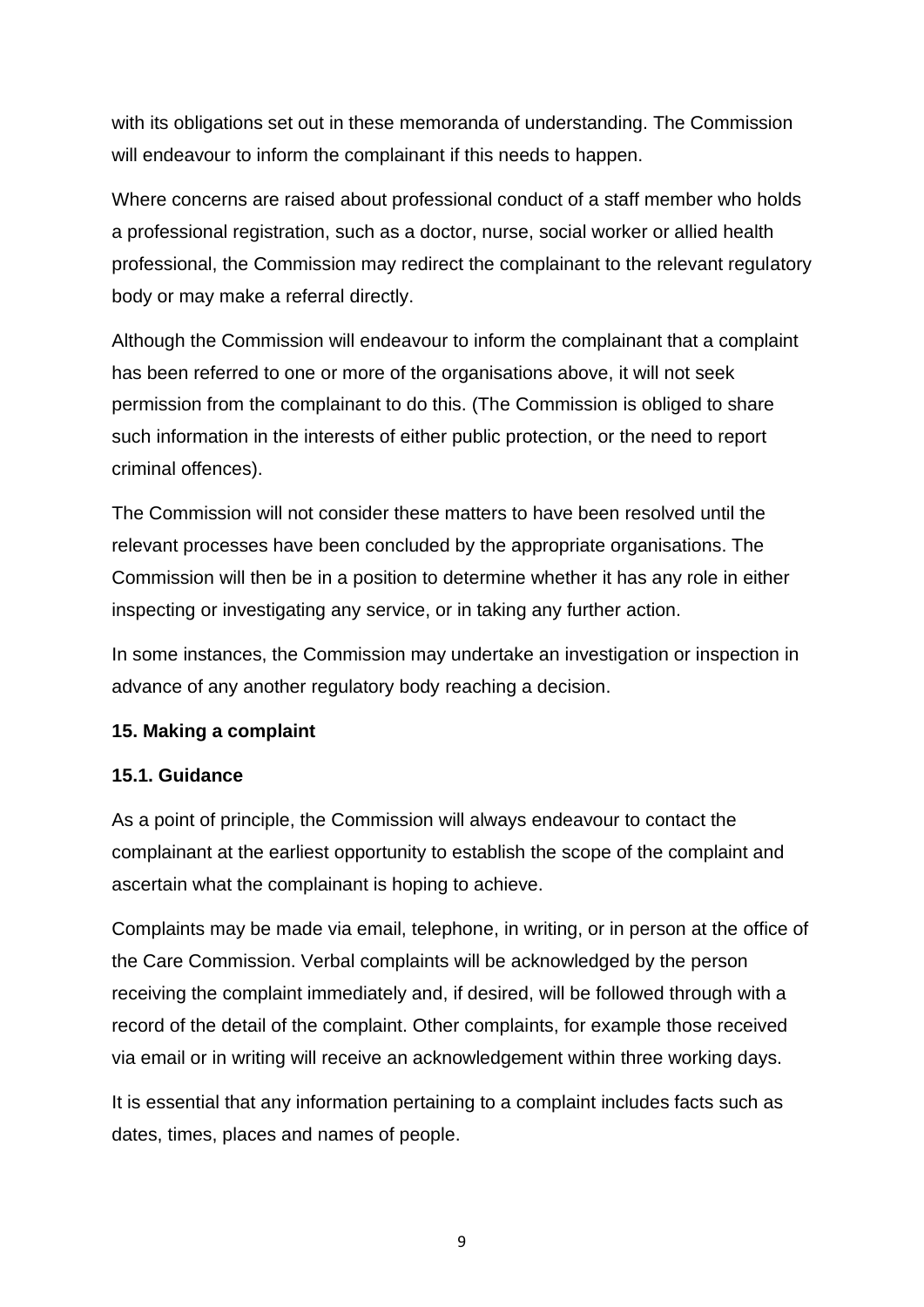with its obligations set out in these memoranda of understanding. The Commission will endeavour to inform the complainant if this needs to happen.

Where concerns are raised about professional conduct of a staff member who holds a professional registration, such as a doctor, nurse, social worker or allied health professional, the Commission may redirect the complainant to the relevant regulatory body or may make a referral directly.

Although the Commission will endeavour to inform the complainant that a complaint has been referred to one or more of the organisations above, it will not seek permission from the complainant to do this. (The Commission is obliged to share such information in the interests of either public protection, or the need to report criminal offences).

The Commission will not consider these matters to have been resolved until the relevant processes have been concluded by the appropriate organisations. The Commission will then be in a position to determine whether it has any role in either inspecting or investigating any service, or in taking any further action.

In some instances, the Commission may undertake an investigation or inspection in advance of any another regulatory body reaching a decision.

## 15. Making a complaint

### 15.1. Guidance

As a point of principle, the Commission will always endeavour to contact the complainant at the earliest opportunity to establish the scope of the complaint and ascertain what the complainant is hoping to achieve.

Complaints may be made via email, telephone, in writing, or in person at the office of the Care Commission. Verbal complaints will be acknowledged by the person receiving the complaint immediately and, if desired, will be followed through with a record of the detail of the complaint. Other complaints, for example those received via email or in writing will receive an acknowledgement within three working days.

It is essential that any information pertaining to a complaint includes facts such as dates, times, places and names of people.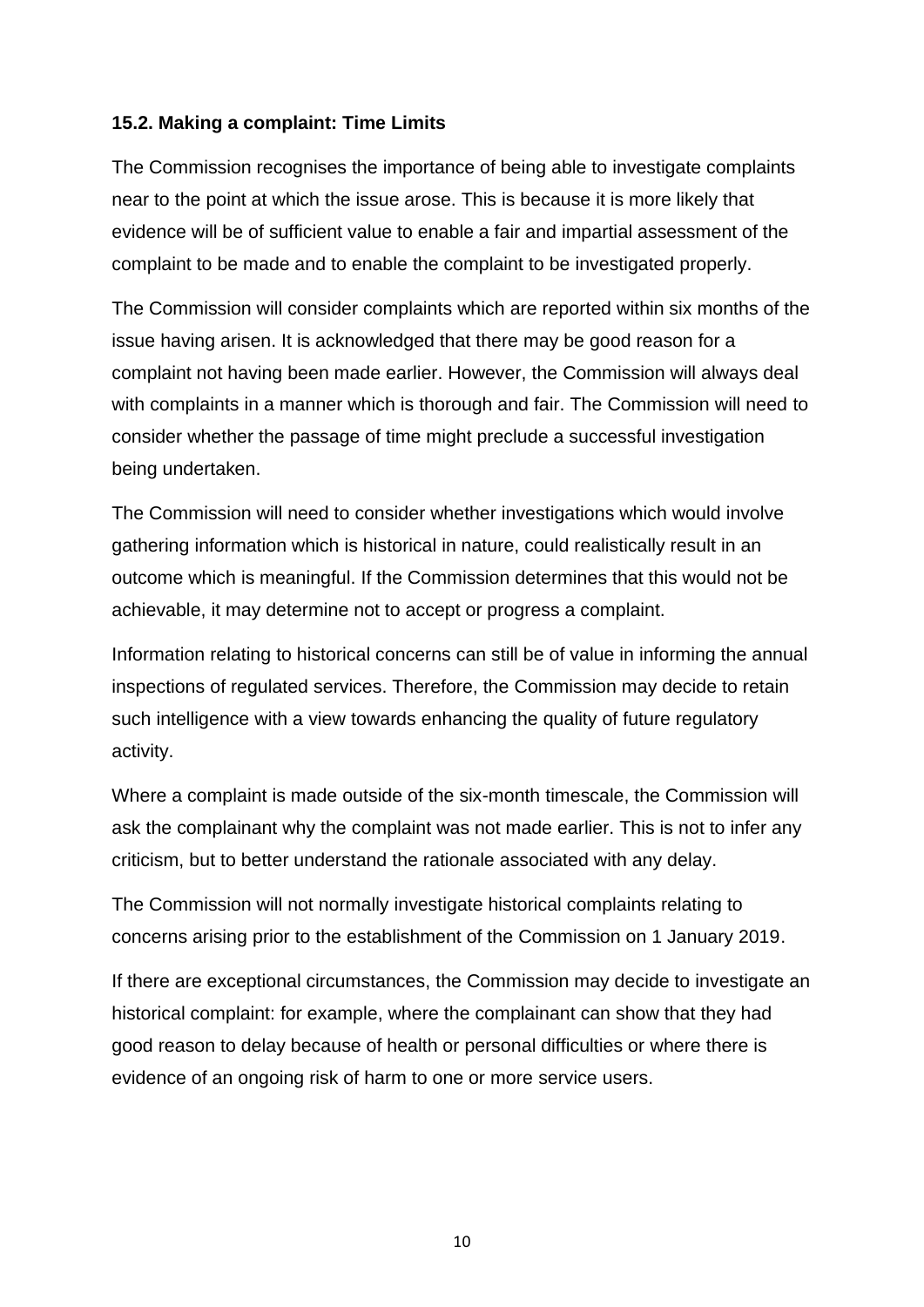### 15.2. Making a complaint: Time Limits

The Commission recognises the importance of being able to investigate complaints near to the point at which the issue arose. This is because it is more likely that evidence will be of sufficient value to enable a fair and impartial assessment of the complaint to be made and to enable the complaint to be investigated properly.

The Commission will consider complaints which are reported within six months of the issue having arisen. It is acknowledged that there may be good reason for a complaint not having been made earlier. However, the Commission will always deal with complaints in a manner which is thorough and fair. The Commission will need to consider whether the passage of time might preclude a successful investigation being undertaken.

The Commission will need to consider whether investigations which would involve gathering information which is historical in nature, could realistically result in an outcome which is meaningful. If the Commission determines that this would not be achievable, it may determine not to accept or progress a complaint.

Information relating to historical concerns can still be of value in informing the annual inspections of regulated services. Therefore, the Commission may decide to retain such intelligence with a view towards enhancing the quality of future regulatory activity.

Where a complaint is made outside of the six-month timescale, the Commission will ask the complainant why the complaint was not made earlier. This is not to infer any criticism, but to better understand the rationale associated with any delay.

The Commission will not normally investigate historical complaints relating to concerns arising prior to the establishment of the Commission on 1 January 2019.

If there are exceptional circumstances, the Commission may decide to investigate an historical complaint: for example, where the complainant can show that they had good reason to delay because of health or personal difficulties or where there is evidence of an ongoing risk of harm to one or more service users.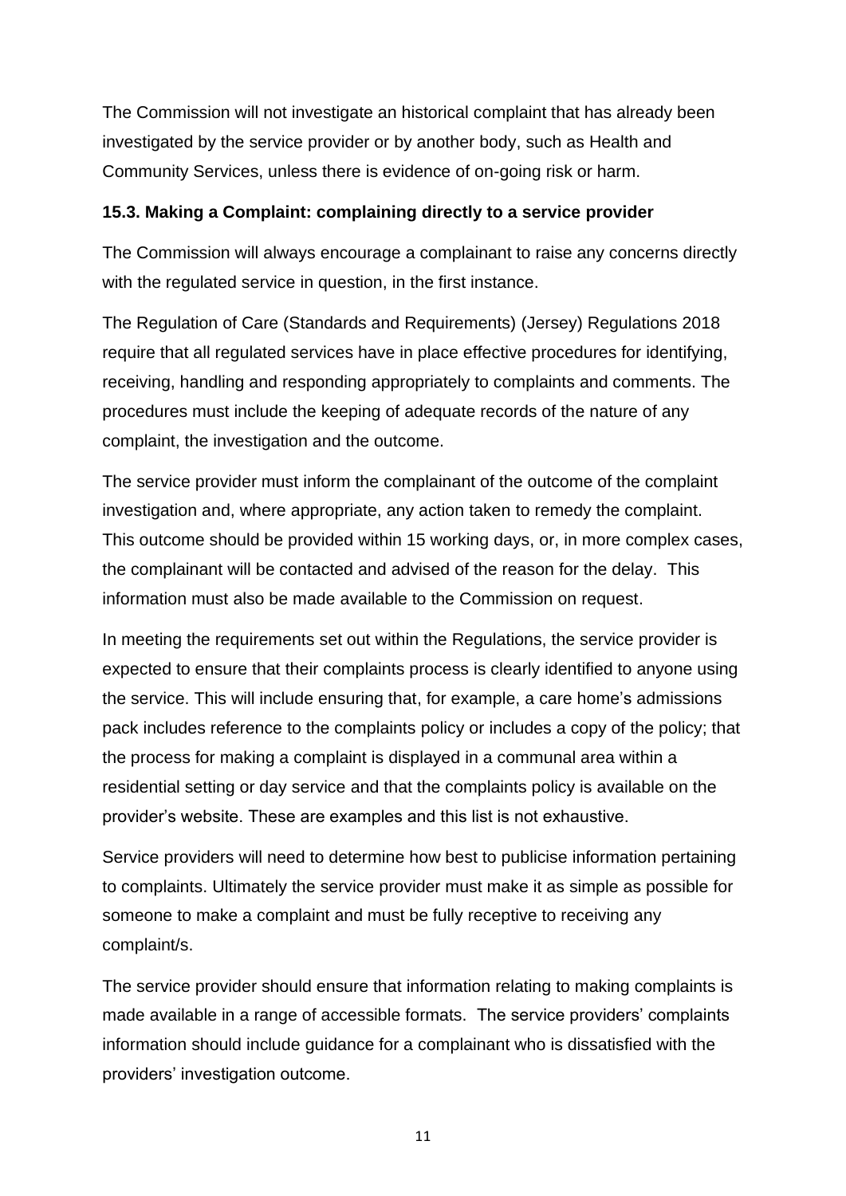The Commission will not investigate an historical complaint that has already been investigated by the service provider or by another body, such as Health and Community Services, unless there is evidence of on-going risk or harm.

### 15.3. Making a Complaint: complaining directly to a service provider

The Commission will always encourage a complainant to raise any concerns directly with the regulated service in question, in the first instance.

The Regulation of Care (Standards and Requirements) (Jersey) Regulations 2018 require that all regulated services have in place effective procedures for identifying, receiving, handling and responding appropriately to complaints and comments. The procedures must include the keeping of adequate records of the nature of any complaint, the investigation and the outcome.

The service provider must inform the complainant of the outcome of the complaint investigation and, where appropriate, any action taken to remedy the complaint. This outcome should be provided within 15 working days, or, in more complex cases, the complainant will be contacted and advised of the reason for the delay. This information must also be made available to the Commission on request.

In meeting the requirements set out within the Regulations, the service provider is expected to ensure that their complaints process is clearly identified to anyone using the service. This will include ensuring that, for example, a care home's admissions pack includes reference to the complaints policy or includes a copy of the policy; that the process for making a complaint is displayed in a communal area within a residential setting or day service and that the complaints policy is available on the provider's website. These are examples and this list is not exhaustive.

Service providers will need to determine how best to publicise information pertaining to complaints. Ultimately the service provider must make it as simple as possible for someone to make a complaint and must be fully receptive to receiving any complaint/s.

The service provider should ensure that information relating to making complaints is made available in a range of accessible formats. The service providers' complaints information should include guidance for a complainant who is dissatisfied with the providers' investigation outcome.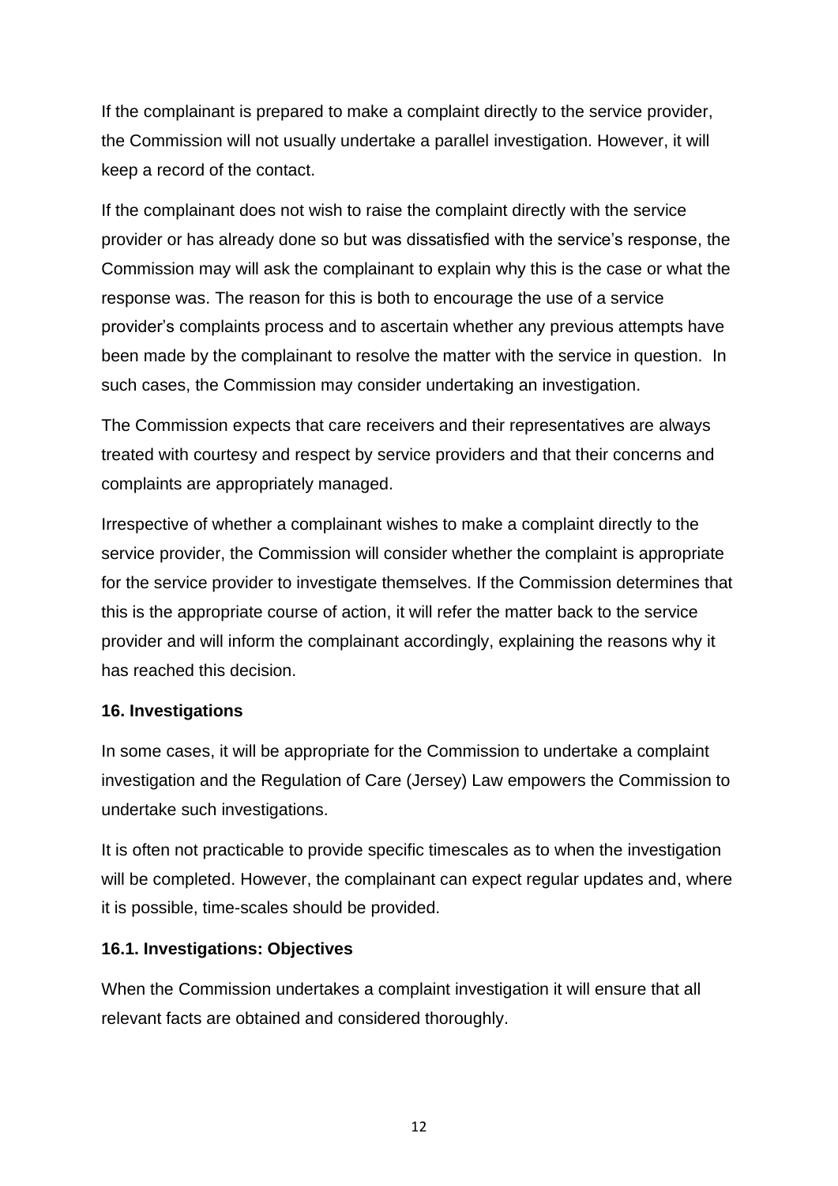If the complainant is prepared to make a complaint directly to the service provider, the Commission will not usually undertake a parallel investigation. However, it will keep a record of the contact.

If the complainant does not wish to raise the complaint directly with the service provider or has already done so but was dissatisfied with the service's response, the Commission may will ask the complainant to explain why this is the case or what the response was. The reason for this is both to encourage the use of a service provider's complaints process and to ascertain whether any previous attempts have been made by the complainant to resolve the matter with the service in question. In such cases, the Commission may consider undertaking an investigation.

The Commission expects that care receivers and their representatives are always treated with courtesy and respect by service providers and that their concerns and complaints are appropriately managed.

Irrespective of whether a complainant wishes to make a complaint directly to the service provider, the Commission will consider whether the complaint is appropriate for the service provider to investigate themselves. If the Commission determines that this is the appropriate course of action, it will refer the matter back to the service provider and will inform the complainant accordingly, explaining the reasons why it has reached this decision.

**16. Investigations**

In some cases, it will be appropriate for the Commission to undertake a complaint investigation and the Regulation of Care (Jersey) Law empowers the Commission to undertake such investigations.

It is often not practicable to provide specific timescales as to when the investigation will be completed. However, the complainant can expect regular updates and, where it is possible, time-scales should be provided.

**16.1. Investigations: Objectives**

When the Commission undertakes a complaint investigation it will ensure that all relevant facts are obtained and considered thoroughly.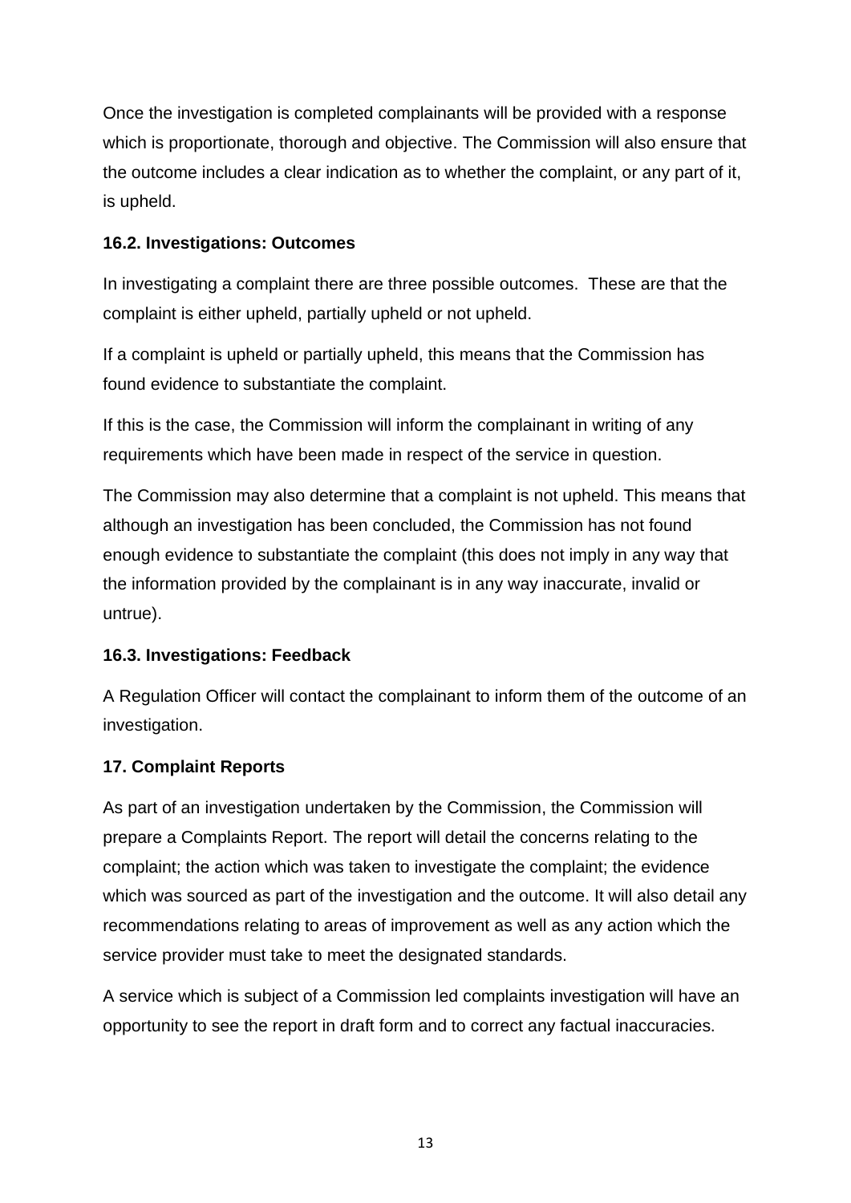Once the investigation is completed complainants will be provided with a response which is proportionate, thorough and objective. The Commission will also ensure that the outcome includes a clear indication as to whether the complaint, or any part of it, is upheld.

### 16.2. Investigations: Outcomes

In investigating a complaint there are three possible outcomes. These are that the complaint is either upheld, partially upheld or not upheld.

If a complaint is upheld or partially upheld, this means that the Commission has found evidence to substantiate the complaint.

If this is the case, the Commission will inform the complainant in writing of any requirements which have been made in respect of the service in question.

The Commission may also determine that a complaint is not upheld. This means that although an investigation has been concluded, the Commission has not found enough evidence to substantiate the complaint (this does not imply in any way that the information provided by the complainant is in any way inaccurate, invalid or untrue).

### 16.3. Investigations: Feedback

A Regulation Officer will contact the complainant to inform them of the outcome of an investigation.

## 17. Complaint Reports

As part of an investigation undertaken by the Commission, the Commission will prepare a Complaints Report. The report will detail the concerns relating to the complaint; the action which was taken to investigate the complaint; the evidence which was sourced as part of the investigation and the outcome. It will also detail any recommendations relating to areas of improvement as well as any action which the service provider must take to meet the designated standards.

A service which is subject of a Commission led complaints investigation will have an opportunity to see the report in draft form and to correct any factual inaccuracies.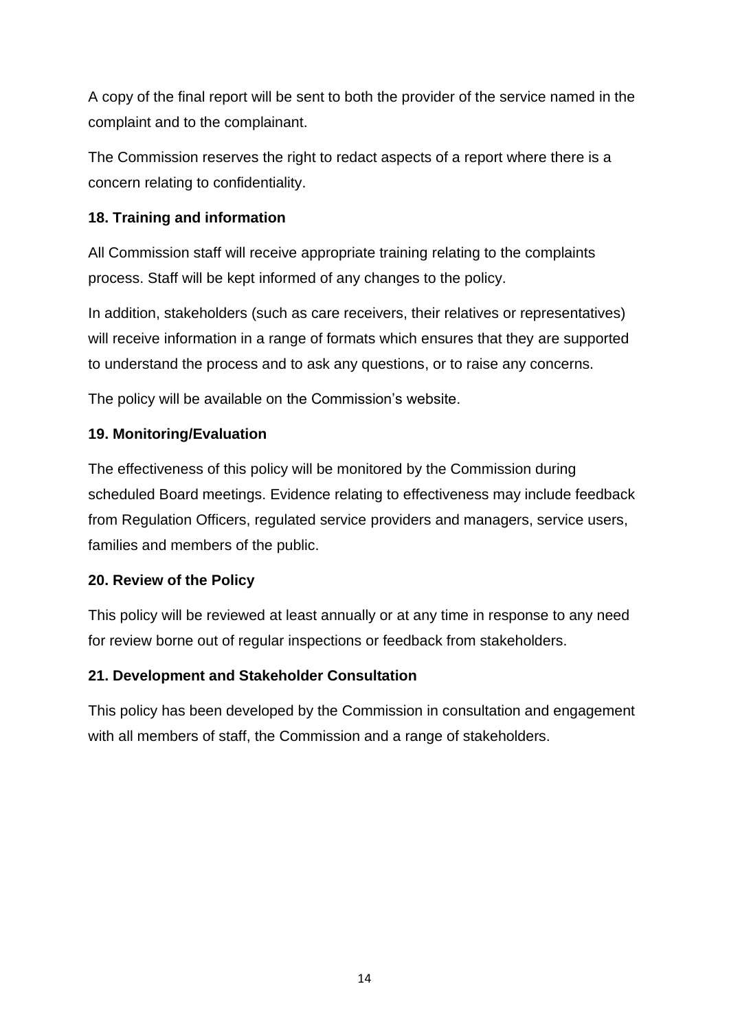A copy of the final report will be sent to both the provider of the service named in the complaint and to the complainant.

The Commission reserves the right to redact aspects of a report where there is a concern relating to confidentiality.

**18. Training and information**

All Commission staff will receive appropriate training relating to the complaints process. Staff will be kept informed of any changes to the policy.

In addition, stakeholders (such as care receivers, their relatives or representatives) will receive information in a range of formats which ensures that they are supported to understand the process and to ask any questions, or to raise any concerns.

The policy will be available on the Commission's website.

**19. Monitoring/Evaluation**

The effectiveness of this policy will be monitored by the Commission during scheduled Board meetings. Evidence relating to effectiveness may include feedback from Regulation Officers, regulated service providers and managers, service users, families and members of the public.

**20. Review of the Policy**

This policy will be reviewed at least annually or at any time in response to any need for review borne out of regular inspections or feedback from stakeholders.

**21. Development and Stakeholder Consultation**

This policy has been developed by the Commission in consultation and engagement with all members of staff, the Commission and a range of stakeholders.